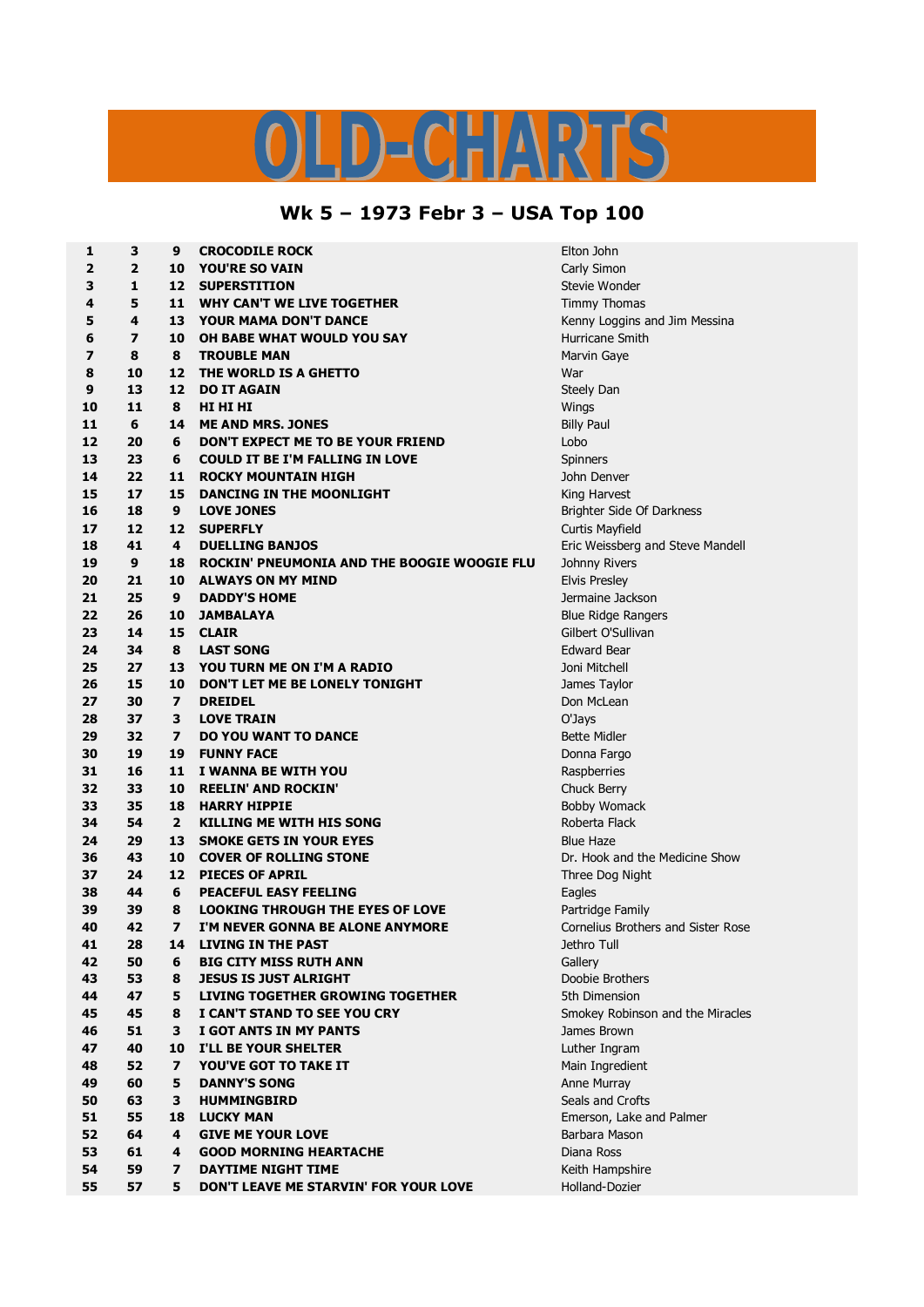# OLD-CHARTS

## Wk 5 – 1973 Febr 3 – USA Top 100

| | | | | |
|---|---|---|---|---|
| 1 | 3 | 9 | CROCODILE ROCK | Elton John |
| 2 | 2 | 10 | YOU'RE SO VAIN | Carly Simon |
| 3 | 1 | 12 | SUPERSTITION | Stevie Wonder |
| 4 | 5 | 11 | WHY CAN'T WE LIVE TOGETHER | Timmy Thomas |
| 5 | 4 | 13 | YOUR MAMA DON'T DANCE | Kenny Loggins and Jim Messina |
| 6 | 7 | 10 | OH BABE WHAT WOULD YOU SAY | Hurricane Smith |
| 7 | 8 | 8 | TROUBLE MAN | Marvin Gaye |
| 8 | 10 | 12 | THE WORLD IS A GHETTO | War |
| 9 | 13 | 12 | DO IT AGAIN | Steely Dan |
| 10 | 11 | 8 | HI HI HI | Wings |
| 11 | 6 | 14 | ME AND MRS. JONES | Billy Paul |
| 12 | 20 | 6 | DON'T EXPECT ME TO BE YOUR FRIEND | Lobo |
| 13 | 23 | 6 | COULD IT BE I'M FALLING IN LOVE | Spinners |
| 14 | 22 | 11 | ROCKY MOUNTAIN HIGH | John Denver |
| 15 | 17 | 15 | DANCING IN THE MOONLIGHT | King Harvest |
| 16 | 18 | 9 | LOVE JONES | Brighter Side Of Darkness |
| 17 | 12 | 12 | SUPERFLY | Curtis Mayfield |
| 18 | 41 | 4 | DUELLING BANJOS | Eric Weissberg and Steve Mandell |
| 19 | 9 | 18 | ROCKIN' PNEUMONIA AND THE BOOGIE WOOGIE FLU | Johnny Rivers |
| 20 | 21 | 10 | ALWAYS ON MY MIND | Elvis Presley |
| 21 | 25 | 9 | DADDY'S HOME | Jermaine Jackson |
| 22 | 26 | 10 | JAMBALAYA | Blue Ridge Rangers |
| 23 | 14 | 15 | CLAIR | Gilbert O'Sullivan |
| 24 | 34 | 8 | LAST SONG | Edward Bear |
| 25 | 27 | 13 | YOU TURN ME ON I'M A RADIO | Joni Mitchell |
| 26 | 15 | 10 | DON'T LET ME BE LONELY TONIGHT | James Taylor |
| 27 | 30 | 7 | DREIDEL | Don McLean |
| 28 | 37 | 3 | LOVE TRAIN | O'Jays |
| 29 | 32 | 7 | DO YOU WANT TO DANCE | Bette Midler |
| 30 | 19 | 19 | FUNNY FACE | Donna Fargo |
| 31 | 16 | 11 | I WANNA BE WITH YOU | Raspberries |
| 32 | 33 | 10 | REELIN' AND ROCKIN' | Chuck Berry |
| 33 | 35 | 18 | HARRY HIPPIE | Bobby Womack |
| 34 | 54 | 2 | KILLING ME WITH HIS SONG | Roberta Flack |
| 24 | 29 | 13 | SMOKE GETS IN YOUR EYES | Blue Haze |
| 36 | 43 | 10 | COVER OF ROLLING STONE | Dr. Hook and the Medicine Show |
| 37 | 24 | 12 | PIECES OF APRIL | Three Dog Night |
| 38 | 44 | 6 | PEACEFUL EASY FEELING | Eagles |
| 39 | 39 | 8 | LOOKING THROUGH THE EYES OF LOVE | Partridge Family |
| 40 | 42 | 7 | I'M NEVER GONNA BE ALONE ANYMORE | Cornelius Brothers and Sister Rose |
| 41 | 28 | 14 | LIVING IN THE PAST | Jethro Tull |
| 42 | 50 | 6 | BIG CITY MISS RUTH ANN | Gallery |
| 43 | 53 | 8 | JESUS IS JUST ALRIGHT | Doobie Brothers |
| 44 | 47 | 5 | LIVING TOGETHER GROWING TOGETHER | 5th Dimension |
| 45 | 45 | 8 | I CAN'T STAND TO SEE YOU CRY | Smokey Robinson and the Miracles |
| 46 | 51 | 3 | I GOT ANTS IN MY PANTS | James Brown |
| 47 | 40 | 10 | I'LL BE YOUR SHELTER | Luther Ingram |
| 48 | 52 | 7 | YOU'VE GOT TO TAKE IT | Main Ingredient |
| 49 | 60 | 5 | DANNY'S SONG | Anne Murray |
| 50 | 63 | 3 | HUMMINGBIRD | Seals and Crofts |
| 51 | 55 | 18 | LUCKY MAN | Emerson, Lake and Palmer |
| 52 | 64 | 4 | GIVE ME YOUR LOVE | Barbara Mason |
| 53 | 61 | 4 | GOOD MORNING HEARTACHE | Diana Ross |
| 54 | 59 | 7 | DAYTIME NIGHT TIME | Keith Hampshire |
| 55 | 57 | 5 | DON'T LEAVE ME STARVIN' FOR YOUR LOVE | Holland-Dozier |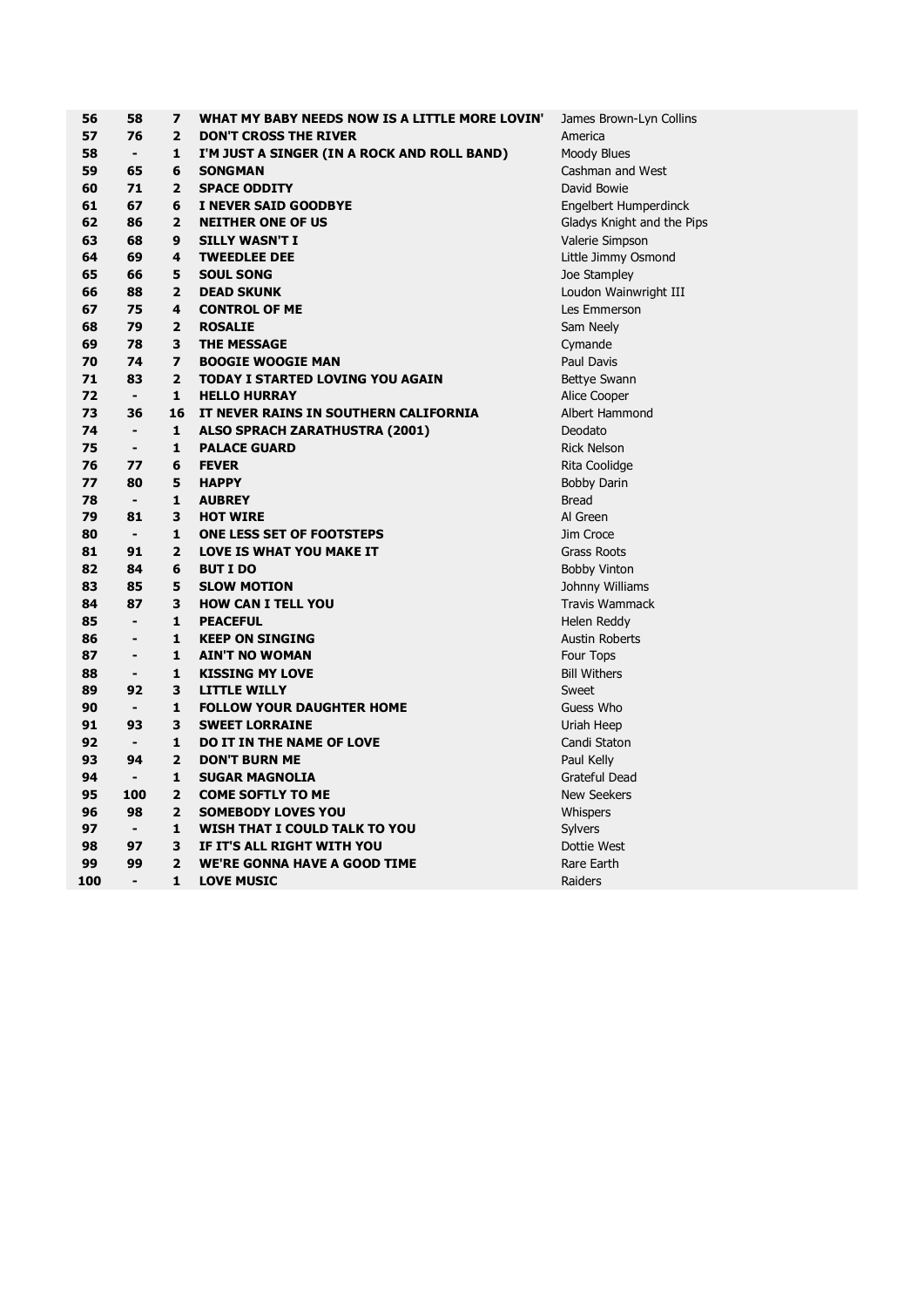| | | | | |
|---|---|---|---|---|
| **56** | **58** | **7** | **WHAT MY BABY NEEDS NOW IS A LITTLE MORE LOVIN'** | James Brown-Lyn Collins |
| **57** | **76** | **2** | **DON'T CROSS THE RIVER** | America |
| **58** | **-** | **1** | **I'M JUST A SINGER (IN A ROCK AND ROLL BAND)** | Moody Blues |
| **59** | **65** | **6** | **SONGMAN** | Cashman and West |
| **60** | **71** | **2** | **SPACE ODDITY** | David Bowie |
| **61** | **67** | **6** | **I NEVER SAID GOODBYE** | Engelbert Humperdinck |
| **62** | **86** | **2** | **NEITHER ONE OF US** | Gladys Knight and the Pips |
| **63** | **68** | **9** | **SILLY WASN'T I** | Valerie Simpson |
| **64** | **69** | **4** | **TWEEDLEE DEE** | Little Jimmy Osmond |
| **65** | **66** | **5** | **SOUL SONG** | Joe Stampley |
| **66** | **88** | **2** | **DEAD SKUNK** | Loudon Wainwright III |
| **67** | **75** | **4** | **CONTROL OF ME** | Les Emmerson |
| **68** | **79** | **2** | **ROSALIE** | Sam Neely |
| **69** | **78** | **3** | **THE MESSAGE** | Cymande |
| **70** | **74** | **7** | **BOOGIE WOOGIE MAN** | Paul Davis |
| **71** | **83** | **2** | **TODAY I STARTED LOVING YOU AGAIN** | Bettye Swann |
| **72** | **-** | **1** | **HELLO HURRAY** | Alice Cooper |
| **73** | **36** | **16** | **IT NEVER RAINS IN SOUTHERN CALIFORNIA** | Albert Hammond |
| **74** | **-** | **1** | **ALSO SPRACH ZARATHUSTRA (2001)** | Deodato |
| **75** | **-** | **1** | **PALACE GUARD** | Rick Nelson |
| **76** | **77** | **6** | **FEVER** | Rita Coolidge |
| **77** | **80** | **5** | **HAPPY** | Bobby Darin |
| **78** | **-** | **1** | **AUBREY** | Bread |
| **79** | **81** | **3** | **HOT WIRE** | Al Green |
| **80** | **-** | **1** | **ONE LESS SET OF FOOTSTEPS** | Jim Croce |
| **81** | **91** | **2** | **LOVE IS WHAT YOU MAKE IT** | Grass Roots |
| **82** | **84** | **6** | **BUT I DO** | Bobby Vinton |
| **83** | **85** | **5** | **SLOW MOTION** | Johnny Williams |
| **84** | **87** | **3** | **HOW CAN I TELL YOU** | Travis Wammack |
| **85** | **-** | **1** | **PEACEFUL** | Helen Reddy |
| **86** | **-** | **1** | **KEEP ON SINGING** | Austin Roberts |
| **87** | **-** | **1** | **AIN'T NO WOMAN** | Four Tops |
| **88** | **-** | **1** | **KISSING MY LOVE** | Bill Withers |
| **89** | **92** | **3** | **LITTLE WILLY** | Sweet |
| **90** | **-** | **1** | **FOLLOW YOUR DAUGHTER HOME** | Guess Who |
| **91** | **93** | **3** | **SWEET LORRAINE** | Uriah Heep |
| **92** | **-** | **1** | **DO IT IN THE NAME OF LOVE** | Candi Staton |
| **93** | **94** | **2** | **DON'T BURN ME** | Paul Kelly |
| **94** | **-** | **1** | **SUGAR MAGNOLIA** | Grateful Dead |
| **95** | **100** | **2** | **COME SOFTLY TO ME** | New Seekers |
| **96** | **98** | **2** | **SOMEBODY LOVES YOU** | Whispers |
| **97** | **-** | **1** | **WISH THAT I COULD TALK TO YOU** | Sylvers |
| **98** | **97** | **3** | **IF IT'S ALL RIGHT WITH YOU** | Dottie West |
| **99** | **99** | **2** | **WE'RE GONNA HAVE A GOOD TIME** | Rare Earth |
| **100** | **-** | **1** | **LOVE MUSIC** | Raiders |